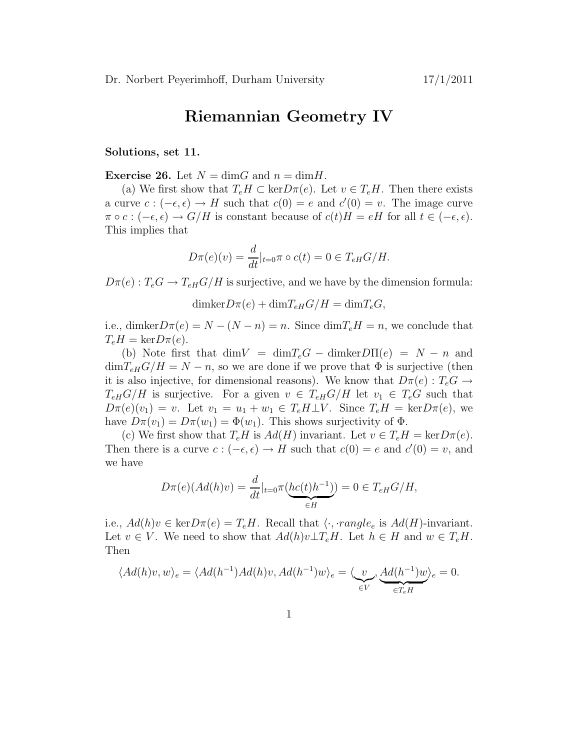Dr. Norbert Peyerimhoff, Durham University 17/1/2011

# Riemannian Geometry IV

**Solutions, set 11.**

**Exercise 26.** Let $N = \dim G$ and $n = \dim H$.

(a) We first show that $T_eH \subset \ker D\pi(e)$. Let $v \in T_eH$. Then there exists a curve $c : (-\epsilon, \epsilon) \to H$ such that $c(0) = e$ and $c'(0) = v$. The image curve $\pi \circ c : (-\epsilon, \epsilon) \to G/H$ is constant because of $c(t)H = eH$ for all $t \in (-\epsilon, \epsilon)$. This implies that

$$D\pi(e)(v) = \frac{d}{dt}|_{t=0} \pi \circ c(t) = 0 \in T_{eH}G/H.$$

$D\pi(e) : T_eG \to T_{eH}G/H$ is surjective, and we have by the dimension formula:

$$\dim\ker D\pi(e) + \dim T_{eH}G/H = \dim T_eG,$$

i.e., $\dim\ker D\pi(e) = N - (N - n) = n$. Since $\dim T_eH = n$, we conclude that $T_eH = \ker D\pi(e)$.

(b) Note first that $\dim V = \dim T_eG - \dim\ker D\Pi(e) = N - n$ and $\dim T_{eH}G/H = N - n$, so we are done if we prove that $\Phi$ is surjective (then it is also injective, for dimensional reasons). We know that $D\pi(e) : T_eG \to T_{eH}G/H$ is surjective. For a given $v \in T_{eH}G/H$ let $v_1 \in T_eG$ such that $D\pi(e)(v_1) = v$. Let $v_1 = u_1 + w_1 \in T_eH \perp V$. Since $T_eH = \ker D\pi(e)$, we have $D\pi(v_1) = D\pi(w_1) = \Phi(w_1)$. This shows surjectivity of $\Phi$.

(c) We first show that $T_eH$ is $Ad(H)$ invariant. Let $v \in T_eH = \ker D\pi(e)$. Then there is a curve $c : (-\epsilon, \epsilon) \to H$ such that $c(0) = e$ and $c'(0) = v$, and we have

$$D\pi(e)(Ad(h)v) = \frac{d}{dt}|_{t=0} \pi(\underbrace{hc(t)h^{-1}}_{\in H}) = 0 \in T_{eH}G/H,$$

i.e., $Ad(h)v \in \ker D\pi(e) = T_eH$. Recall that $\langle \cdot, \cdot rangle_e$ is $Ad(H)$-invariant. Let $v \in V$. We need to show that $Ad(h)v \perp T_eH$. Let $h \in H$ and $w \in T_eH$. Then

$$\langle Ad(h)v, w \rangle_e = \langle Ad(h^{-1})Ad(h)v, Ad(h^{-1})w \rangle_e = \langle \underbrace{v}_{\in V}, \underbrace{Ad(h^{-1})w}_{\in T_eH} \rangle_e = 0.$$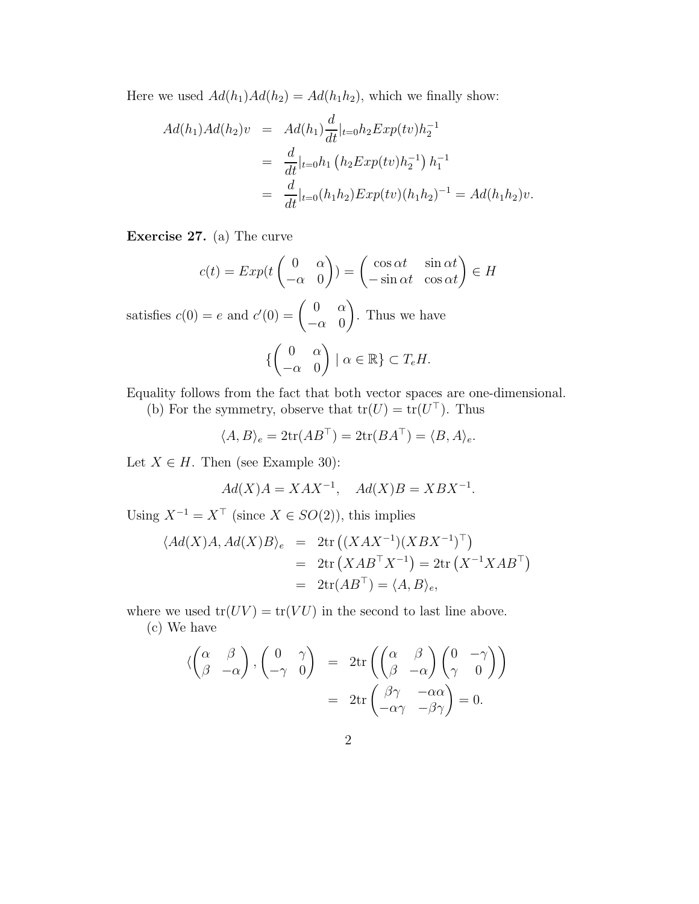Here we used $Ad(h_1)Ad(h_2) = Ad(h_1h_2)$, which we finally show:

$$
\begin{aligned}
Ad(h_1)Ad(h_2)v &= Ad(h_1)\frac{d}{dt}|_{t=0} h_2 Exp(tv) h_2^{-1} \\
&= \frac{d}{dt}|_{t=0} h_1 \left(h_2 Exp(tv) h_2^{-1}\right) h_1^{-1} \\
&= \frac{d}{dt}|_{t=0} (h_1h_2) Exp(tv) (h_1h_2)^{-1} = Ad(h_1h_2)v.
\end{aligned}
$$

**Exercise 27.** (a) The curve

$$
c(t) = Exp(t\begin{pmatrix} 0 & \alpha \\ -\alpha & 0 \end{pmatrix}) = \begin{pmatrix} \cos\alpha t & \sin\alpha t \\ -\sin\alpha t & \cos\alpha t \end{pmatrix} \in H
$$

satisfies $c(0) = e$ and $c'(0) = \begin{pmatrix} 0 & \alpha \\ -\alpha & 0 \end{pmatrix}$. Thus we have

$$
\{\begin{pmatrix} 0 & \alpha \\ -\alpha & 0 \end{pmatrix} \mid \alpha \in \mathbb{R}\} \subset T_eH.
$$

Equality follows from the fact that both vector spaces are one-dimensional.

(b) For the symmetry, observe that $\mathrm{tr}(U) = \mathrm{tr}(U^\top)$. Thus

$$
\langle A, B\rangle_e = 2\mathrm{tr}(AB^\top) = 2\mathrm{tr}(BA^\top) = \langle B, A\rangle_e.
$$

Let $X \in H$. Then (see Example 30):

$$
Ad(X)A = XAX^{-1}, \quad Ad(X)B = XBX^{-1}.
$$

Using $X^{-1} = X^\top$ (since $X \in SO(2)$), this implies

$$
\begin{aligned}
\langle Ad(X)A, Ad(X)B\rangle_e &= 2\mathrm{tr}\left((XAX^{-1})(XBX^{-1})^\top\right) \\
&= 2\mathrm{tr}\left(XAB^\top X^{-1}\right) = 2\mathrm{tr}\left(X^{-1}XAB^\top\right) \\
&= 2\mathrm{tr}(AB^\top) = \langle A, B\rangle_e,
\end{aligned}
$$

where we used $\mathrm{tr}(UV) = \mathrm{tr}(VU)$ in the second to last line above.

(c) We have

$$
\begin{aligned}
\langle\begin{pmatrix} \alpha & \beta \\ \beta & -\alpha \end{pmatrix}, \begin{pmatrix} 0 & \gamma \\ -\gamma & 0 \end{pmatrix} &= 2\mathrm{tr}\left(\begin{pmatrix} \alpha & \beta \\ \beta & -\alpha \end{pmatrix}\begin{pmatrix} 0 & -\gamma \\ \gamma & 0 \end{pmatrix}\right) \\
&= 2\mathrm{tr}\begin{pmatrix} \beta\gamma & -\alpha\alpha \\ -\alpha\gamma & -\beta\gamma \end{pmatrix} = 0.
\end{aligned}
$$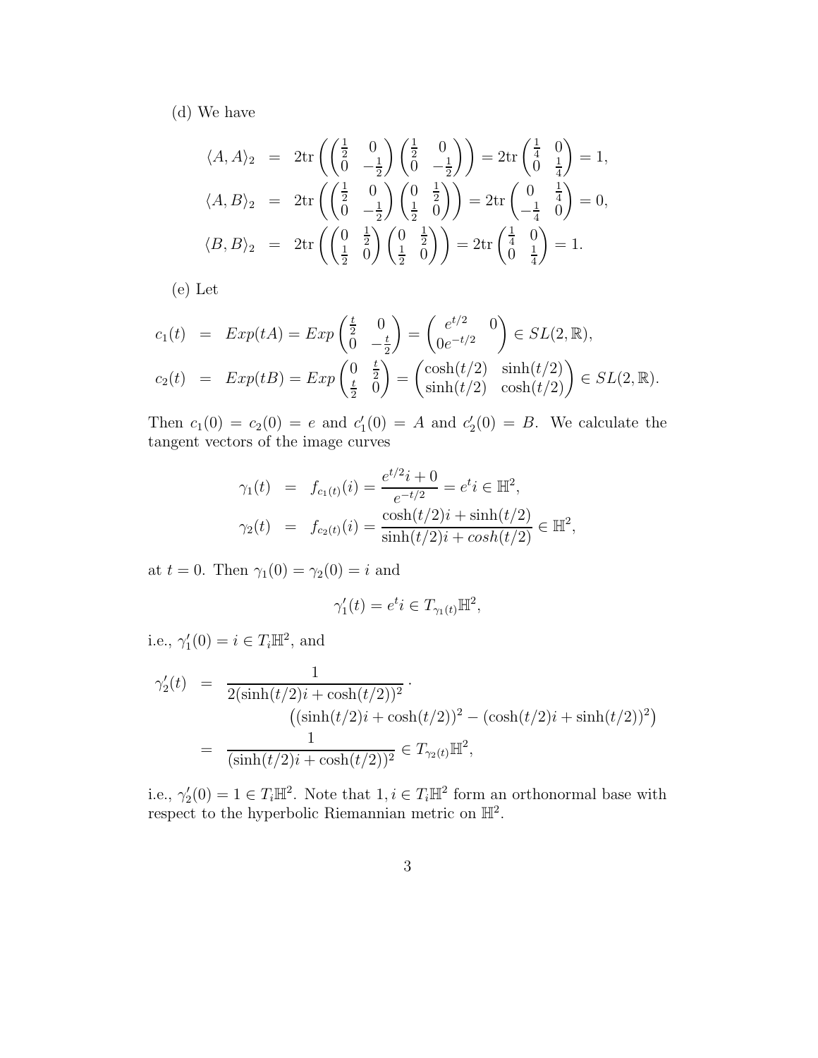(d) We have

$$
\begin{aligned}
\langle A, A \rangle_2 &= 2\mathrm{tr}\left( \begin{pmatrix} \frac{1}{2} & 0 \\ 0 & -\frac{1}{2} \end{pmatrix} \begin{pmatrix} \frac{1}{2} & 0 \\ 0 & -\frac{1}{2} \end{pmatrix} \right) = 2\mathrm{tr} \begin{pmatrix} \frac{1}{4} & 0 \\ 0 & \frac{1}{4} \end{pmatrix} = 1, \\
\langle A, B \rangle_2 &= 2\mathrm{tr}\left( \begin{pmatrix} \frac{1}{2} & 0 \\ 0 & -\frac{1}{2} \end{pmatrix} \begin{pmatrix} 0 & \frac{1}{2} \\ \frac{1}{2} & 0 \end{pmatrix} \right) = 2\mathrm{tr} \begin{pmatrix} 0 & \frac{1}{4} \\ -\frac{1}{4} & 0 \end{pmatrix} = 0, \\
\langle B, B \rangle_2 &= 2\mathrm{tr}\left( \begin{pmatrix} 0 & \frac{1}{2} \\ \frac{1}{2} & 0 \end{pmatrix} \begin{pmatrix} 0 & \frac{1}{2} \\ \frac{1}{2} & 0 \end{pmatrix} \right) = 2\mathrm{tr} \begin{pmatrix} \frac{1}{4} & 0 \\ 0 & \frac{1}{4} \end{pmatrix} = 1.
\end{aligned}
$$

(e) Let

$$
\begin{aligned}
c_1(t) &= Exp(tA) = Exp \begin{pmatrix} \frac{t}{2} & 0 \\ 0 & -\frac{t}{2} \end{pmatrix} = \begin{pmatrix} e^{t/2} & 0 \\ 0e^{-t/2} & \end{pmatrix} \in SL(2, \mathbb{R}), \\
c_2(t) &= Exp(tB) = Exp \begin{pmatrix} 0 & \frac{t}{2} \\ \frac{t}{2} & 0 \end{pmatrix} = \begin{pmatrix} \cosh(t/2) & \sinh(t/2) \\ \sinh(t/2) & \cosh(t/2) \end{pmatrix} \in SL(2, \mathbb{R}).
\end{aligned}
$$

Then $c_1(0) = c_2(0) = e$ and $c_1'(0) = A$ and $c_2'(0) = B$. We calculate the tangent vectors of the image curves

$$
\begin{aligned}
\gamma_1(t) &= f_{c_1(t)}(i) = \frac{e^{t/2} i + 0}{e^{-t/2}} = e^t i \in \mathbb{H}^2, \\
\gamma_2(t) &= f_{c_2(t)}(i) = \frac{\cosh(t/2) i + \sinh(t/2)}{\sinh(t/2) i + cosh(t/2)} \in \mathbb{H}^2,
\end{aligned}
$$

at $t = 0$. Then $\gamma_1(0) = \gamma_2(0) = i$ and

$$
\gamma_1'(t) = e^t i \in T_{\gamma_1(t)} \mathbb{H}^2,
$$

i.e., $\gamma_1'(0) = i \in T_i \mathbb{H}^2$, and

$$
\begin{aligned}
\gamma_2'(t) &= \frac{1}{2(\sinh(t/2) i + \cosh(t/2))^2} \cdot \\
&\qquad \left( (\sinh(t/2) i + \cosh(t/2))^2 - (\cosh(t/2) i + \sinh(t/2))^2 \right) \\
&= \frac{1}{(\sinh(t/2) i + \cosh(t/2))^2} \in T_{\gamma_2(t)} \mathbb{H}^2,
\end{aligned}
$$

i.e., $\gamma_2'(0) = 1 \in T_i \mathbb{H}^2$. Note that $1, i \in T_i \mathbb{H}^2$ form an orthonormal base with respect to the hyperbolic Riemannian metric on $\mathbb{H}^2$.